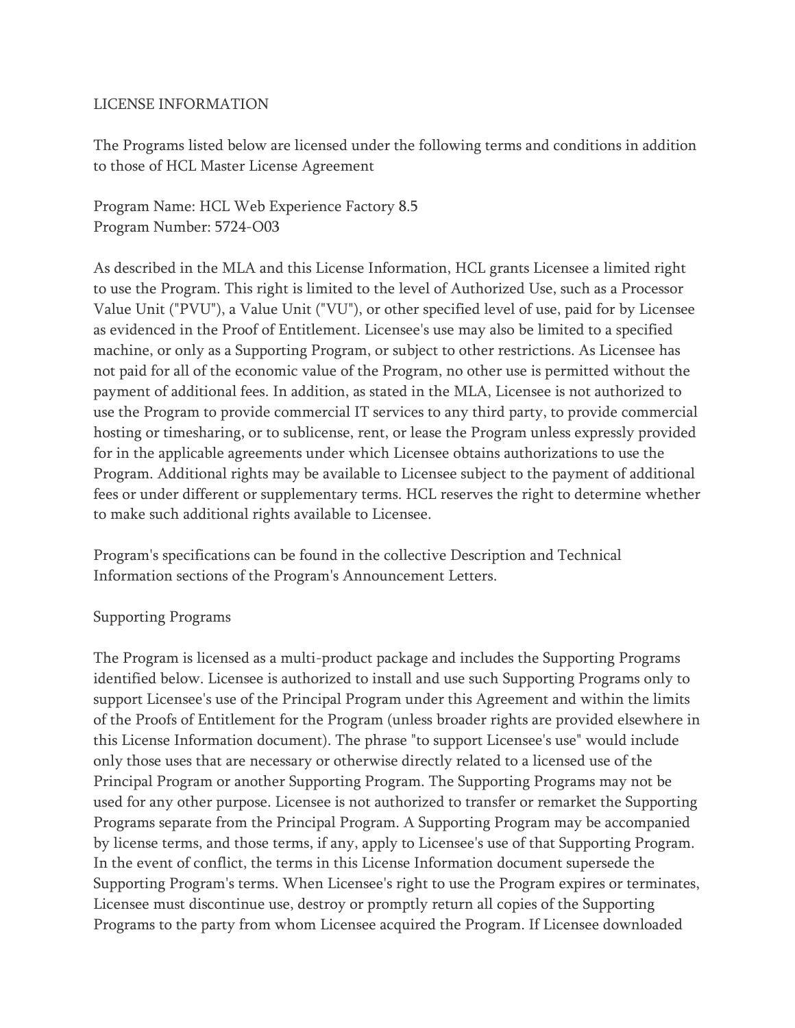# LICENSE INFORMATION

The Programs listed below are licensed under the following terms and conditions in addition to those of HCL Master License Agreement

Program Name: HCL Web Experience Factory 8.5
Program Number: 5724-O03

As described in the MLA and this License Information, HCL grants Licensee a limited right to use the Program. This right is limited to the level of Authorized Use, such as a Processor Value Unit ("PVU"), a Value Unit ("VU"), or other specified level of use, paid for by Licensee as evidenced in the Proof of Entitlement. Licensee's use may also be limited to a specified machine, or only as a Supporting Program, or subject to other restrictions. As Licensee has not paid for all of the economic value of the Program, no other use is permitted without the payment of additional fees. In addition, as stated in the MLA, Licensee is not authorized to use the Program to provide commercial IT services to any third party, to provide commercial hosting or timesharing, or to sublicense, rent, or lease the Program unless expressly provided for in the applicable agreements under which Licensee obtains authorizations to use the Program. Additional rights may be available to Licensee subject to the payment of additional fees or under different or supplementary terms. HCL reserves the right to determine whether to make such additional rights available to Licensee.

Program's specifications can be found in the collective Description and Technical Information sections of the Program's Announcement Letters.

## Supporting Programs

The Program is licensed as a multi-product package and includes the Supporting Programs identified below. Licensee is authorized to install and use such Supporting Programs only to support Licensee's use of the Principal Program under this Agreement and within the limits of the Proofs of Entitlement for the Program (unless broader rights are provided elsewhere in this License Information document). The phrase "to support Licensee's use" would include only those uses that are necessary or otherwise directly related to a licensed use of the Principal Program or another Supporting Program. The Supporting Programs may not be used for any other purpose. Licensee is not authorized to transfer or remarket the Supporting Programs separate from the Principal Program. A Supporting Program may be accompanied by license terms, and those terms, if any, apply to Licensee's use of that Supporting Program. In the event of conflict, the terms in this License Information document supersede the Supporting Program's terms. When Licensee's right to use the Program expires or terminates, Licensee must discontinue use, destroy or promptly return all copies of the Supporting Programs to the party from whom Licensee acquired the Program. If Licensee downloaded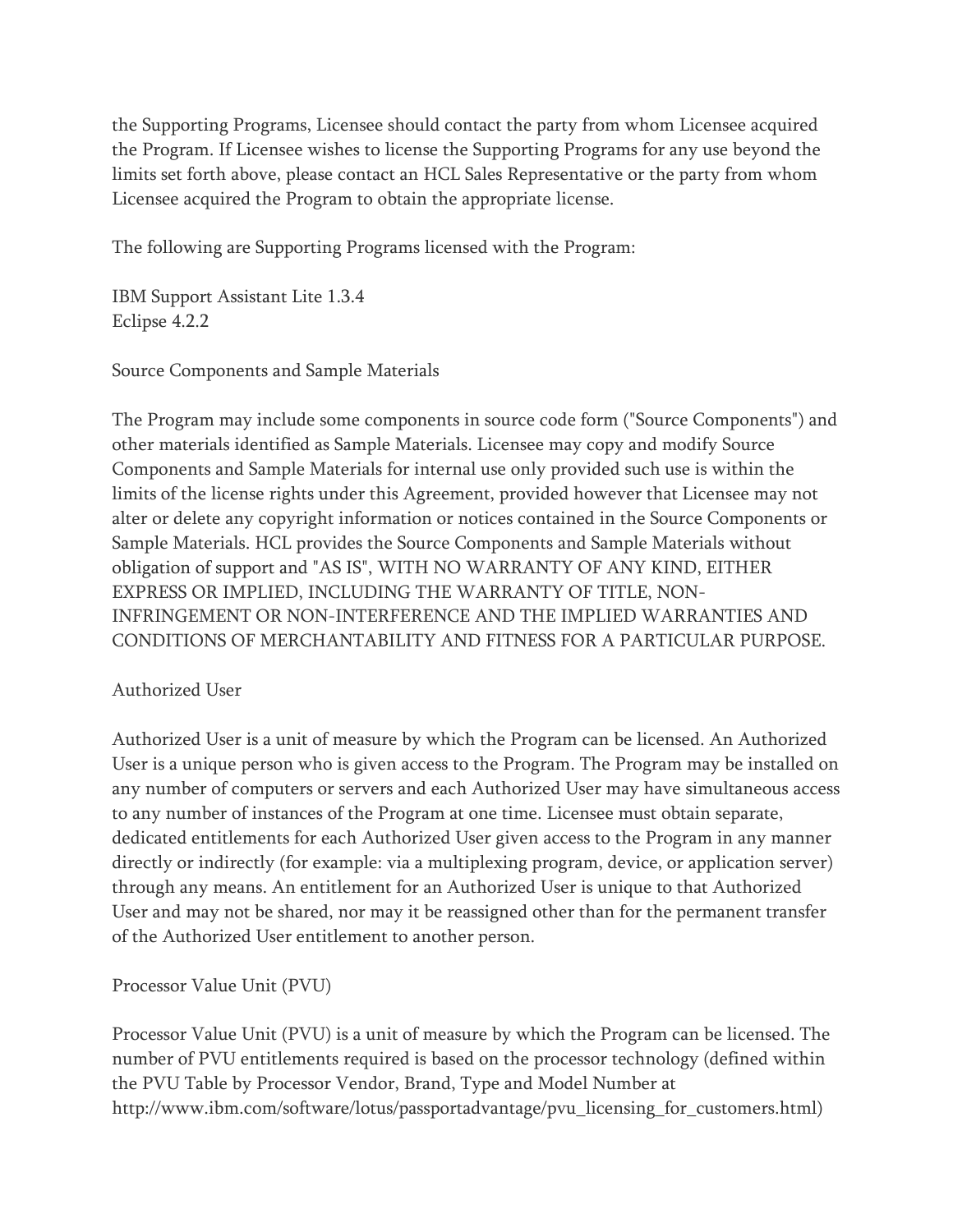the Supporting Programs, Licensee should contact the party from whom Licensee acquired the Program. If Licensee wishes to license the Supporting Programs for any use beyond the limits set forth above, please contact an HCL Sales Representative or the party from whom Licensee acquired the Program to obtain the appropriate license.

The following are Supporting Programs licensed with the Program:

IBM Support Assistant Lite 1.3.4
Eclipse 4.2.2

## Source Components and Sample Materials

The Program may include some components in source code form ("Source Components") and other materials identified as Sample Materials. Licensee may copy and modify Source Components and Sample Materials for internal use only provided such use is within the limits of the license rights under this Agreement, provided however that Licensee may not alter or delete any copyright information or notices contained in the Source Components or Sample Materials. HCL provides the Source Components and Sample Materials without obligation of support and "AS IS", WITH NO WARRANTY OF ANY KIND, EITHER EXPRESS OR IMPLIED, INCLUDING THE WARRANTY OF TITLE, NON-INFRINGEMENT OR NON-INTERFERENCE AND THE IMPLIED WARRANTIES AND CONDITIONS OF MERCHANTABILITY AND FITNESS FOR A PARTICULAR PURPOSE.

## Authorized User

Authorized User is a unit of measure by which the Program can be licensed. An Authorized User is a unique person who is given access to the Program. The Program may be installed on any number of computers or servers and each Authorized User may have simultaneous access to any number of instances of the Program at one time. Licensee must obtain separate, dedicated entitlements for each Authorized User given access to the Program in any manner directly or indirectly (for example: via a multiplexing program, device, or application server) through any means. An entitlement for an Authorized User is unique to that Authorized User and may not be shared, nor may it be reassigned other than for the permanent transfer of the Authorized User entitlement to another person.

## Processor Value Unit (PVU)

Processor Value Unit (PVU) is a unit of measure by which the Program can be licensed. The number of PVU entitlements required is based on the processor technology (defined within the PVU Table by Processor Vendor, Brand, Type and Model Number at http://www.ibm.com/software/lotus/passportadvantage/pvu_licensing_for_customers.html)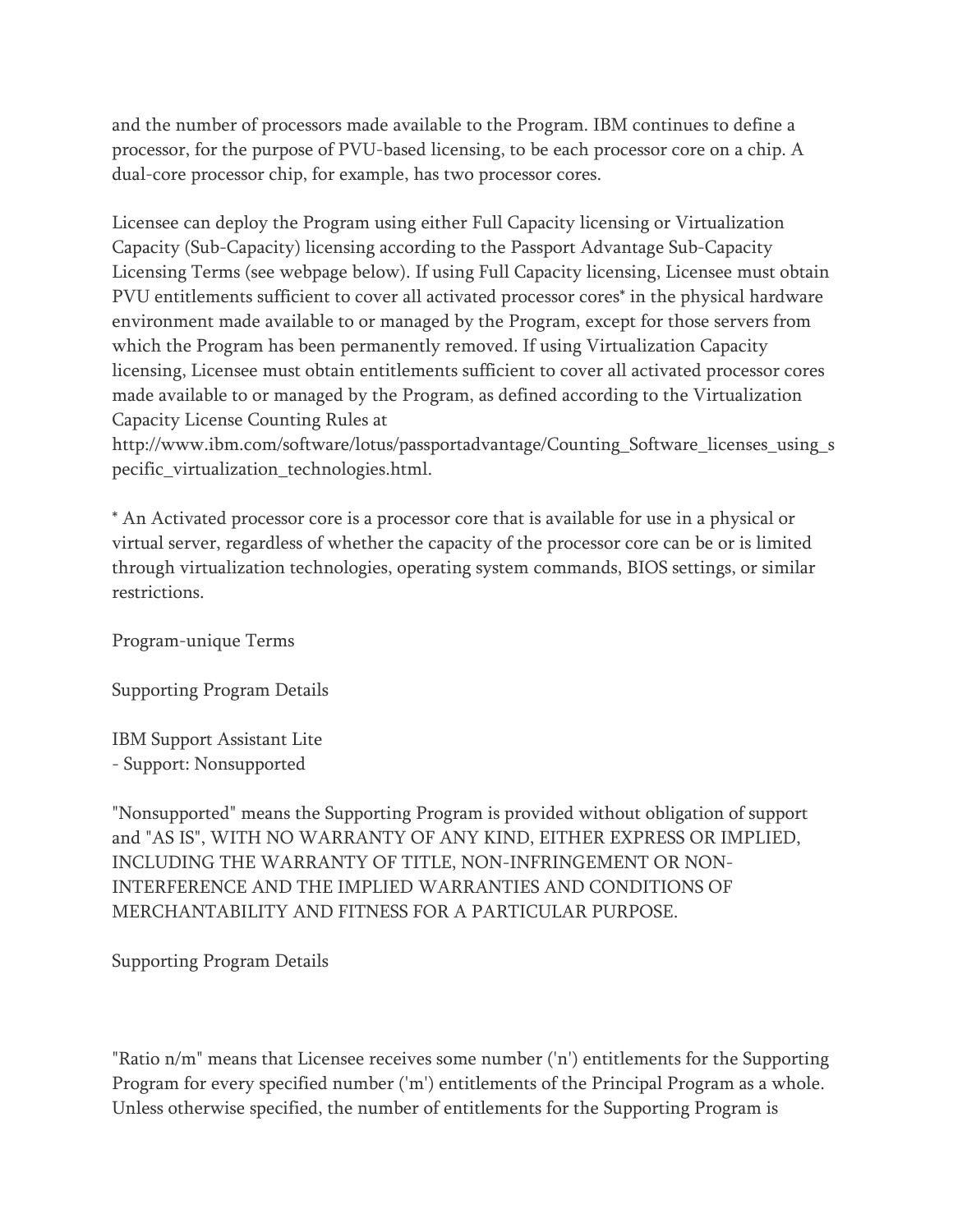and the number of processors made available to the Program. IBM continues to define a processor, for the purpose of PVU-based licensing, to be each processor core on a chip. A dual-core processor chip, for example, has two processor cores.

Licensee can deploy the Program using either Full Capacity licensing or Virtualization Capacity (Sub-Capacity) licensing according to the Passport Advantage Sub-Capacity Licensing Terms (see webpage below). If using Full Capacity licensing, Licensee must obtain PVU entitlements sufficient to cover all activated processor cores* in the physical hardware environment made available to or managed by the Program, except for those servers from which the Program has been permanently removed. If using Virtualization Capacity licensing, Licensee must obtain entitlements sufficient to cover all activated processor cores made available to or managed by the Program, as defined according to the Virtualization Capacity License Counting Rules at http://www.ibm.com/software/lotus/passportadvantage/Counting_Software_licenses_using_specific_virtualization_technologies.html.

* An Activated processor core is a processor core that is available for use in a physical or virtual server, regardless of whether the capacity of the processor core can be or is limited through virtualization technologies, operating system commands, BIOS settings, or similar restrictions.

Program-unique Terms

Supporting Program Details

IBM Support Assistant Lite
- Support: Nonsupported

"Nonsupported" means the Supporting Program is provided without obligation of support and "AS IS", WITH NO WARRANTY OF ANY KIND, EITHER EXPRESS OR IMPLIED, INCLUDING THE WARRANTY OF TITLE, NON-INFRINGEMENT OR NON-INTERFERENCE AND THE IMPLIED WARRANTIES AND CONDITIONS OF MERCHANTABILITY AND FITNESS FOR A PARTICULAR PURPOSE.

Supporting Program Details

"Ratio n/m" means that Licensee receives some number ('n') entitlements for the Supporting Program for every specified number ('m') entitlements of the Principal Program as a whole. Unless otherwise specified, the number of entitlements for the Supporting Program is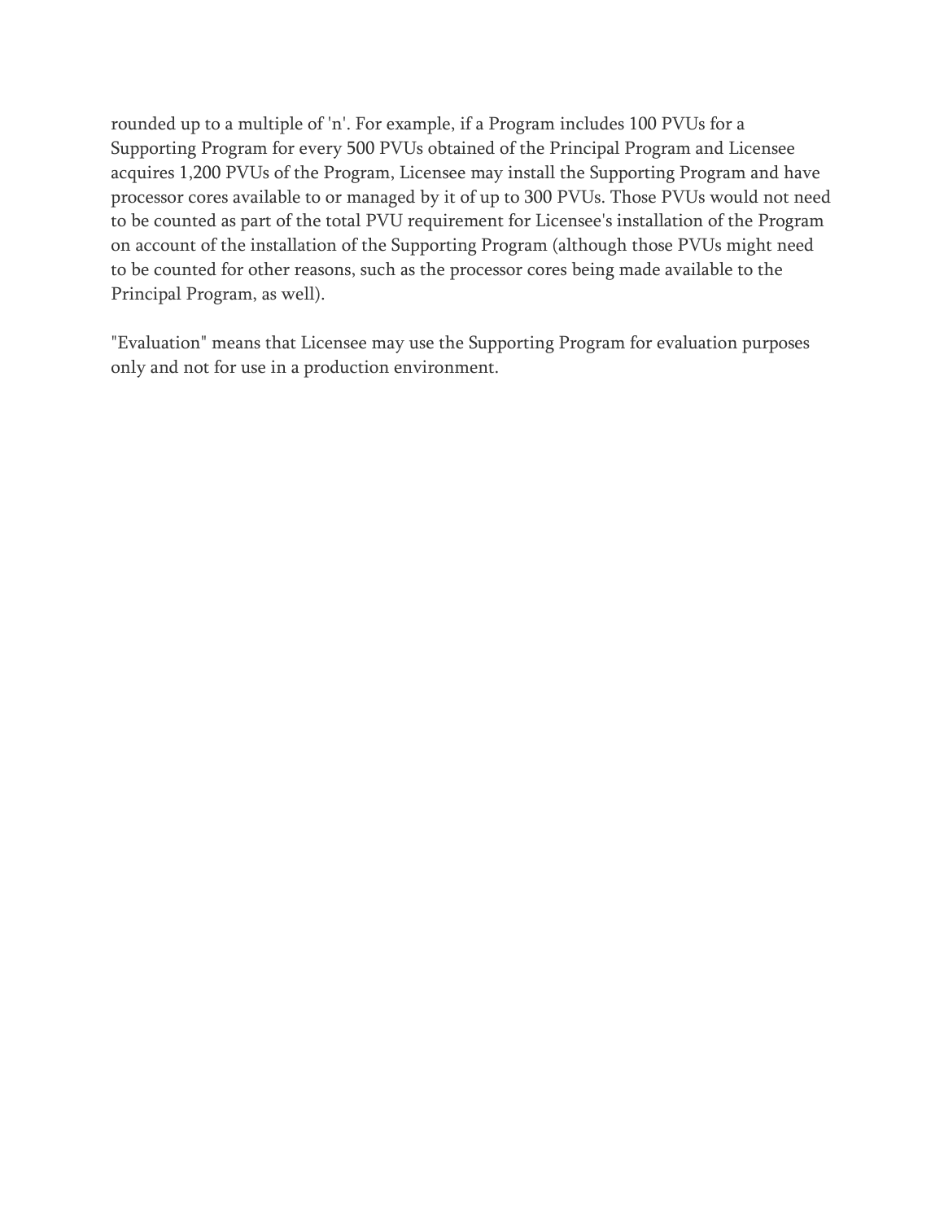rounded up to a multiple of 'n'. For example, if a Program includes 100 PVUs for a Supporting Program for every 500 PVUs obtained of the Principal Program and Licensee acquires 1,200 PVUs of the Program, Licensee may install the Supporting Program and have processor cores available to or managed by it of up to 300 PVUs. Those PVUs would not need to be counted as part of the total PVU requirement for Licensee's installation of the Program on account of the installation of the Supporting Program (although those PVUs might need to be counted for other reasons, such as the processor cores being made available to the Principal Program, as well).

"Evaluation" means that Licensee may use the Supporting Program for evaluation purposes only and not for use in a production environment.